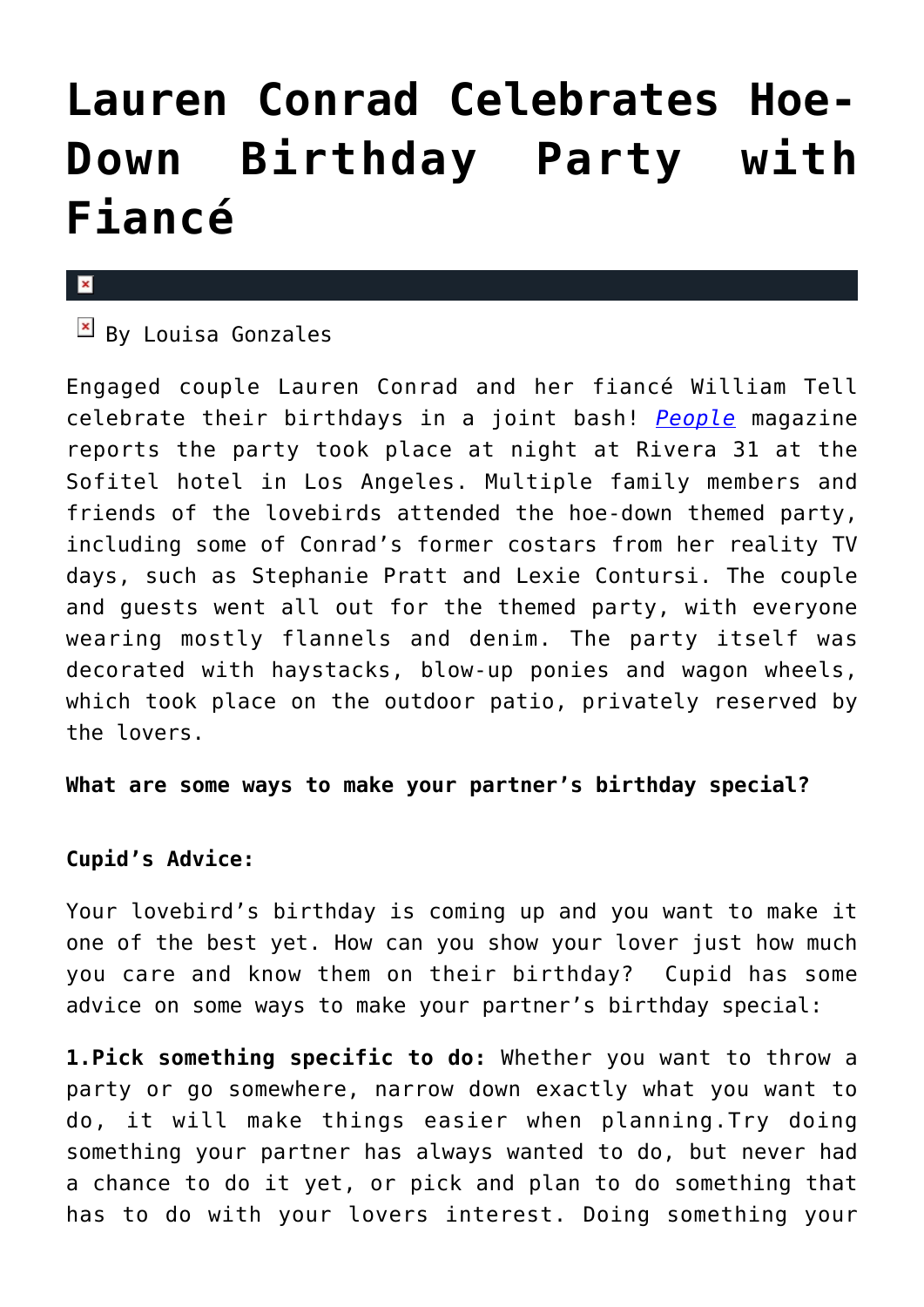# Lauren Conrad Celebrates Hoe-Down Birthday Party with Fiancé

By Louisa Gonzales

Engaged couple Lauren Conrad and her fiancé William Tell celebrate their birthdays in a joint bash! *People* magazine reports the party took place at night at Rivera 31 at the Sofitel hotel in Los Angeles. Multiple family members and friends of the lovebirds attended the hoe-down themed party, including some of Conrad's former costars from her reality TV days, such as Stephanie Pratt and Lexie Contursi. The couple and guests went all out for the themed party, with everyone wearing mostly flannels and denim. The party itself was decorated with haystacks, blow-up ponies and wagon wheels, which took place on the outdoor patio, privately reserved by the lovers.

**What are some ways to make your partner's birthday special?**

**Cupid's Advice:**

Your lovebird's birthday is coming up and you want to make it one of the best yet. How can you show your lover just how much you care and know them on their birthday? Cupid has some advice on some ways to make your partner's birthday special:

**1.Pick something specific to do:** Whether you want to throw a party or go somewhere, narrow down exactly what you want to do, it will make things easier when planning.Try doing something your partner has always wanted to do, but never had a chance to do it yet, or pick and plan to do something that has to do with your lovers interest. Doing something your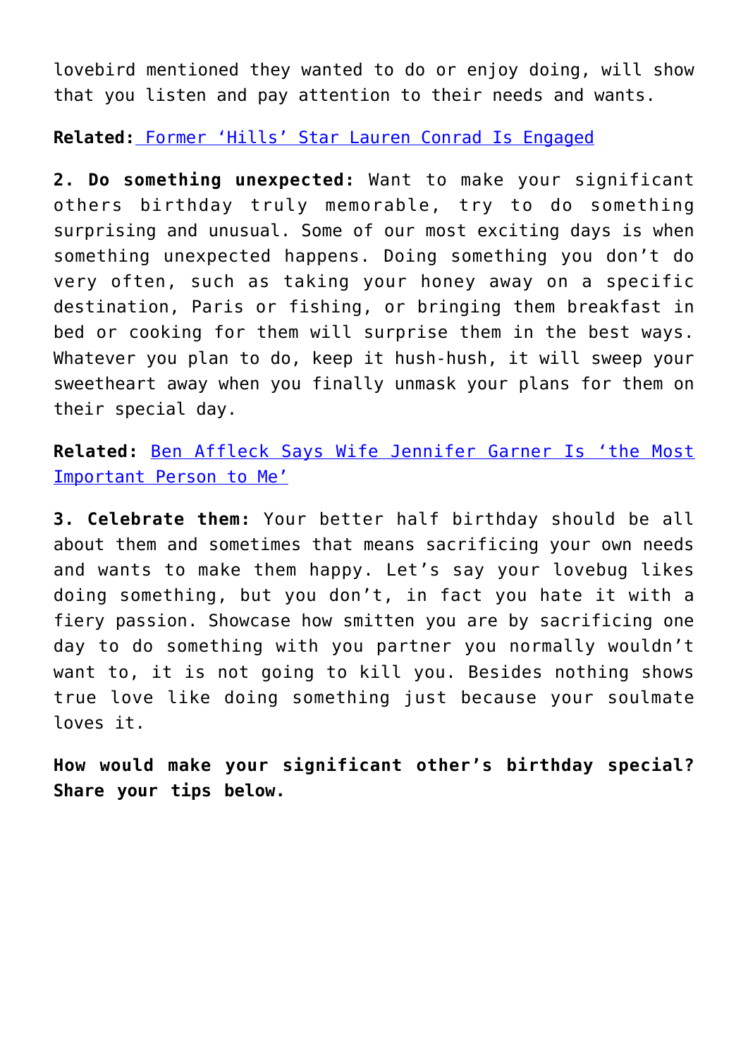lovebird mentioned they wanted to do or enjoy doing, will show that you listen and pay attention to their needs and wants.

**Related:** [Former 'Hills' Star Lauren Conrad Is Engaged]

**2. Do something unexpected:** Want to make your significant others birthday truly memorable, try to do something surprising and unusual. Some of our most exciting days is when something unexpected happens. Doing something you don't do very often, such as taking your honey away on a specific destination, Paris or fishing, or bringing them breakfast in bed or cooking for them will surprise them in the best ways. Whatever you plan to do, keep it hush-hush, it will sweep your sweetheart away when you finally unmask your plans for them on their special day.

**Related:** [Ben Affleck Says Wife Jennifer Garner Is 'the Most Important Person to Me']

**3. Celebrate them:** Your better half birthday should be all about them and sometimes that means sacrificing your own needs and wants to make them happy. Let's say your lovebug likes doing something, but you don't, in fact you hate it with a fiery passion. Showcase how smitten you are by sacrificing one day to do something with you partner you normally wouldn't want to, it is not going to kill you. Besides nothing shows true love like doing something just because your soulmate loves it.

**How would make your significant other's birthday special? Share your tips below.**